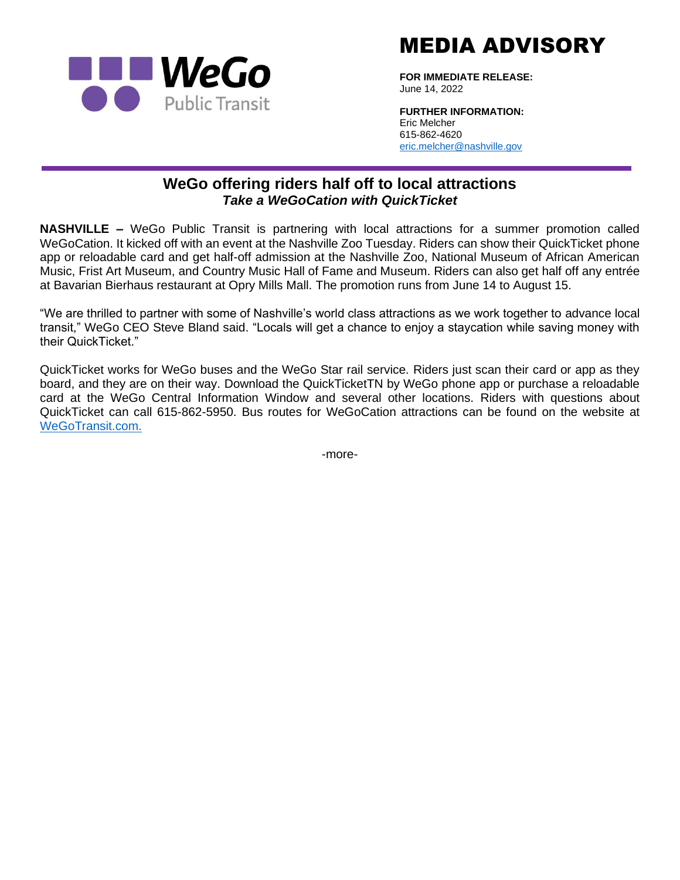WeGo Public Transit

# MEDIA ADVISORY

**FOR IMMEDIATE RELEASE:**
June 14, 2022

**FURTHER INFORMATION:**
Eric Melcher
615-862-4620
eric.melcher@nashville.gov

---

## WeGo offering riders half off to local attractions

***Take a WeGoCation with QuickTicket***

**NASHVILLE –** WeGo Public Transit is partnering with local attractions for a summer promotion called WeGoCation. It kicked off with an event at the Nashville Zoo Tuesday. Riders can show their QuickTicket phone app or reloadable card and get half-off admission at the Nashville Zoo, National Museum of African American Music, Frist Art Museum, and Country Music Hall of Fame and Museum. Riders can also get half off any entrée at Bavarian Bierhaus restaurant at Opry Mills Mall. The promotion runs from June 14 to August 15.

"We are thrilled to partner with some of Nashville's world class attractions as we work together to advance local transit," WeGo CEO Steve Bland said. "Locals will get a chance to enjoy a staycation while saving money with their QuickTicket."

QuickTicket works for WeGo buses and the WeGo Star rail service. Riders just scan their card or app as they board, and they are on their way. Download the QuickTicketTN by WeGo phone app or purchase a reloadable card at the WeGo Central Information Window and several other locations. Riders with questions about QuickTicket can call 615-862-5950. Bus routes for WeGoCation attractions can be found on the website at WeGoTransit.com.

-more-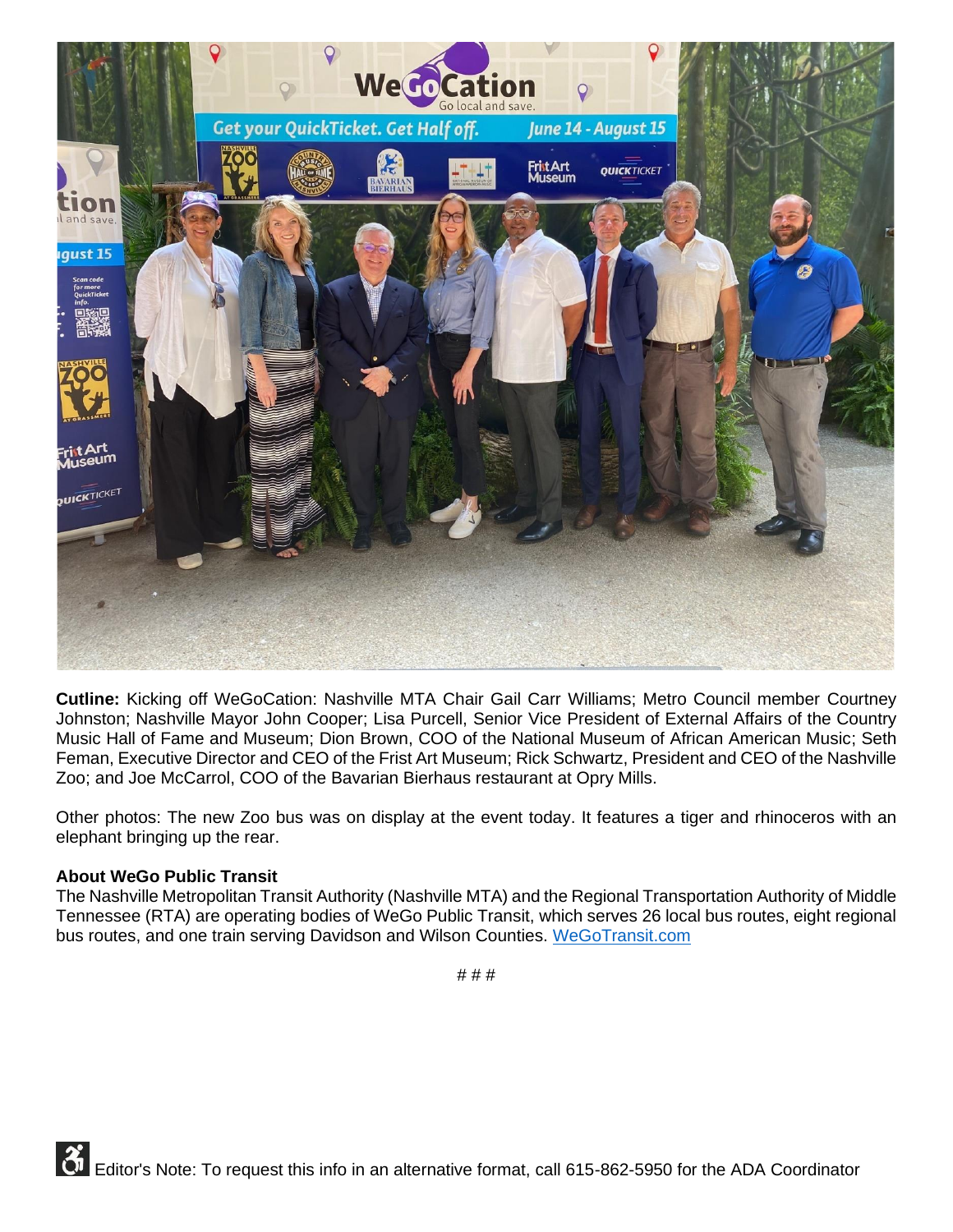**Cutline:** Kicking off WeGoCation: Nashville MTA Chair Gail Carr Williams; Metro Council member Courtney Johnston; Nashville Mayor John Cooper; Lisa Purcell, Senior Vice President of External Affairs of the Country Music Hall of Fame and Museum; Dion Brown, COO of the National Museum of African American Music; Seth Feman, Executive Director and CEO of the Frist Art Museum; Rick Schwartz, President and CEO of the Nashville Zoo; and Joe McCarrol, COO of the Bavarian Bierhaus restaurant at Opry Mills.

Other photos: The new Zoo bus was on display at the event today. It features a tiger and rhinoceros with an elephant bringing up the rear.

**About WeGo Public Transit**

The Nashville Metropolitan Transit Authority (Nashville MTA) and the Regional Transportation Authority of Middle Tennessee (RTA) are operating bodies of WeGo Public Transit, which serves 26 local bus routes, eight regional bus routes, and one train serving Davidson and Wilson Counties. WeGoTransit.com

# # #

Editor's Note: To request this info in an alternative format, call 615-862-5950 for the ADA Coordinator